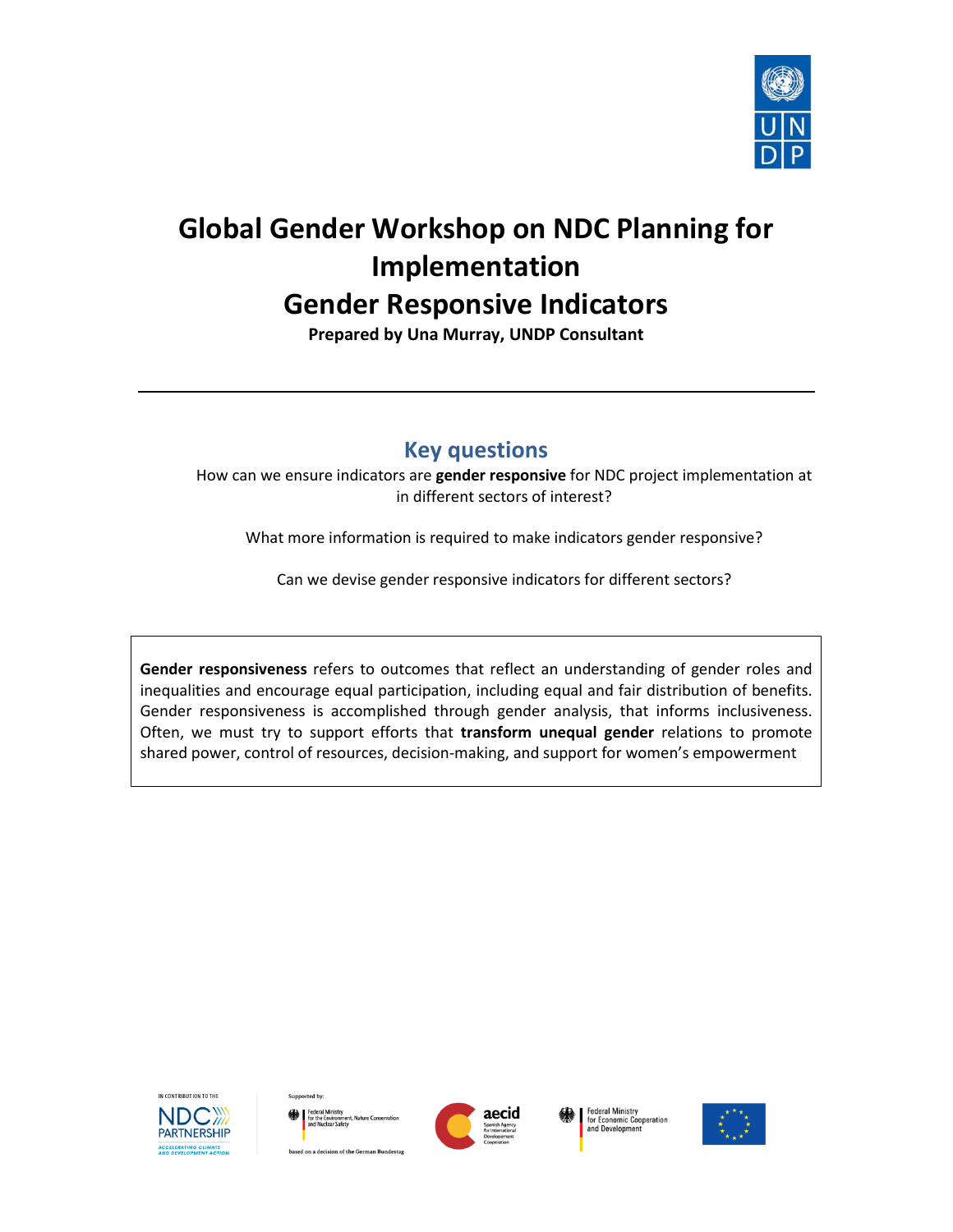# Global Gender Workshop on NDC Planning for Implementation

# Gender Responsive Indicators

**Prepared by Una Murray, UNDP Consultant**

---

## Key questions

How can we ensure indicators are **gender responsive** for NDC project implementation at in different sectors of interest?

What more information is required to make indicators gender responsive?

Can we devise gender responsive indicators for different sectors?

> **Gender responsiveness** refers to outcomes that reflect an understanding of gender roles and inequalities and encourage equal participation, including equal and fair distribution of benefits. Gender responsiveness is accomplished through gender analysis, that informs inclusiveness. Often, we must try to support efforts that **transform unequal gender** relations to promote shared power, control of resources, decision-making, and support for women's empowerment

IN CONTRIBUTION TO THE NDC PARTNERSHIP — ACCELERATING CLIMATE AND DEVELOPMENT ACTION

Supported by: Federal Ministry for the Environment, Nature Conservation and Nuclear Safety — based on a decision of the German Bundestag

aecid — Spanish Agency for International Development Cooperation

Federal Ministry for Economic Cooperation and Development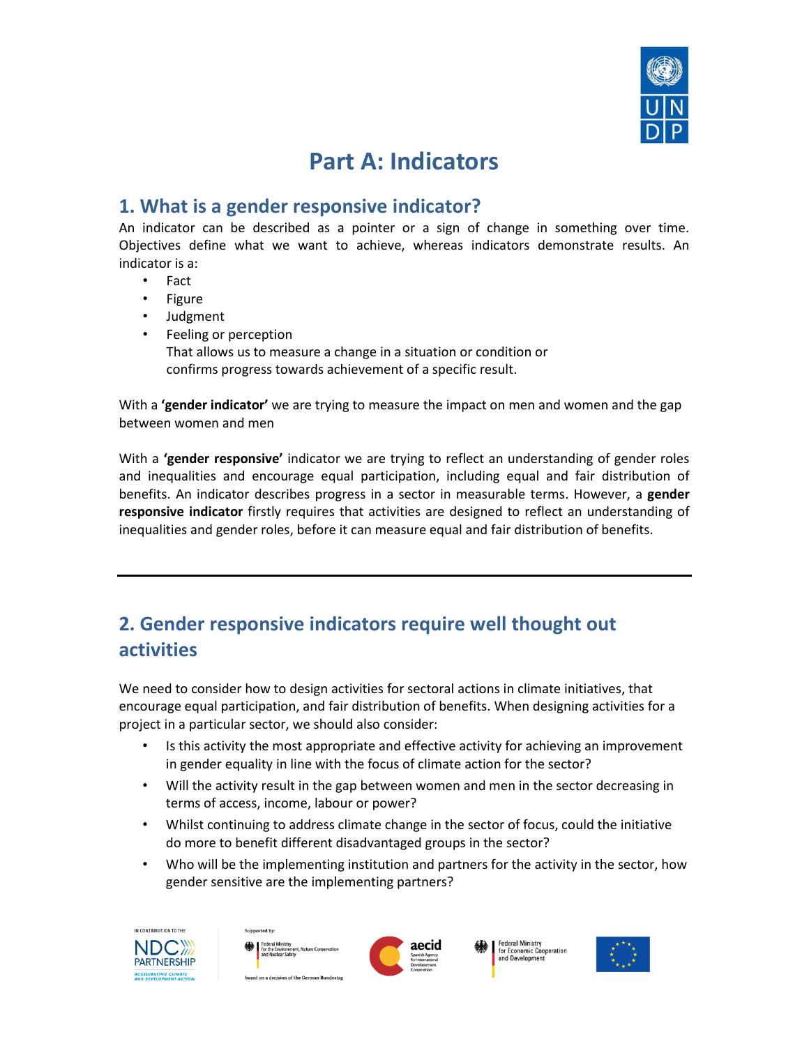# Part A: Indicators

## 1. What is a gender responsive indicator?

An indicator can be described as a pointer or a sign of change in something over time. Objectives define what we want to achieve, whereas indicators demonstrate results. An indicator is a:

- Fact
- Figure
- Judgment
- Feeling or perception
  That allows us to measure a change in a situation or condition or confirms progress towards achievement of a specific result.

With a **'gender indicator'** we are trying to measure the impact on men and women and the gap between women and men

With a **'gender responsive'** indicator we are trying to reflect an understanding of gender roles and inequalities and encourage equal participation, including equal and fair distribution of benefits. An indicator describes progress in a sector in measurable terms. However, a **gender responsive indicator** firstly requires that activities are designed to reflect an understanding of inequalities and gender roles, before it can measure equal and fair distribution of benefits.

---

## 2. Gender responsive indicators require well thought out activities

We need to consider how to design activities for sectoral actions in climate initiatives, that encourage equal participation, and fair distribution of benefits. When designing activities for a project in a particular sector, we should also consider:

- Is this activity the most appropriate and effective activity for achieving an improvement in gender equality in line with the focus of climate action for the sector?
- Will the activity result in the gap between women and men in the sector decreasing in terms of access, income, labour or power?
- Whilst continuing to address climate change in the sector of focus, could the initiative do more to benefit different disadvantaged groups in the sector?
- Who will be the implementing institution and partners for the activity in the sector, how gender sensitive are the implementing partners?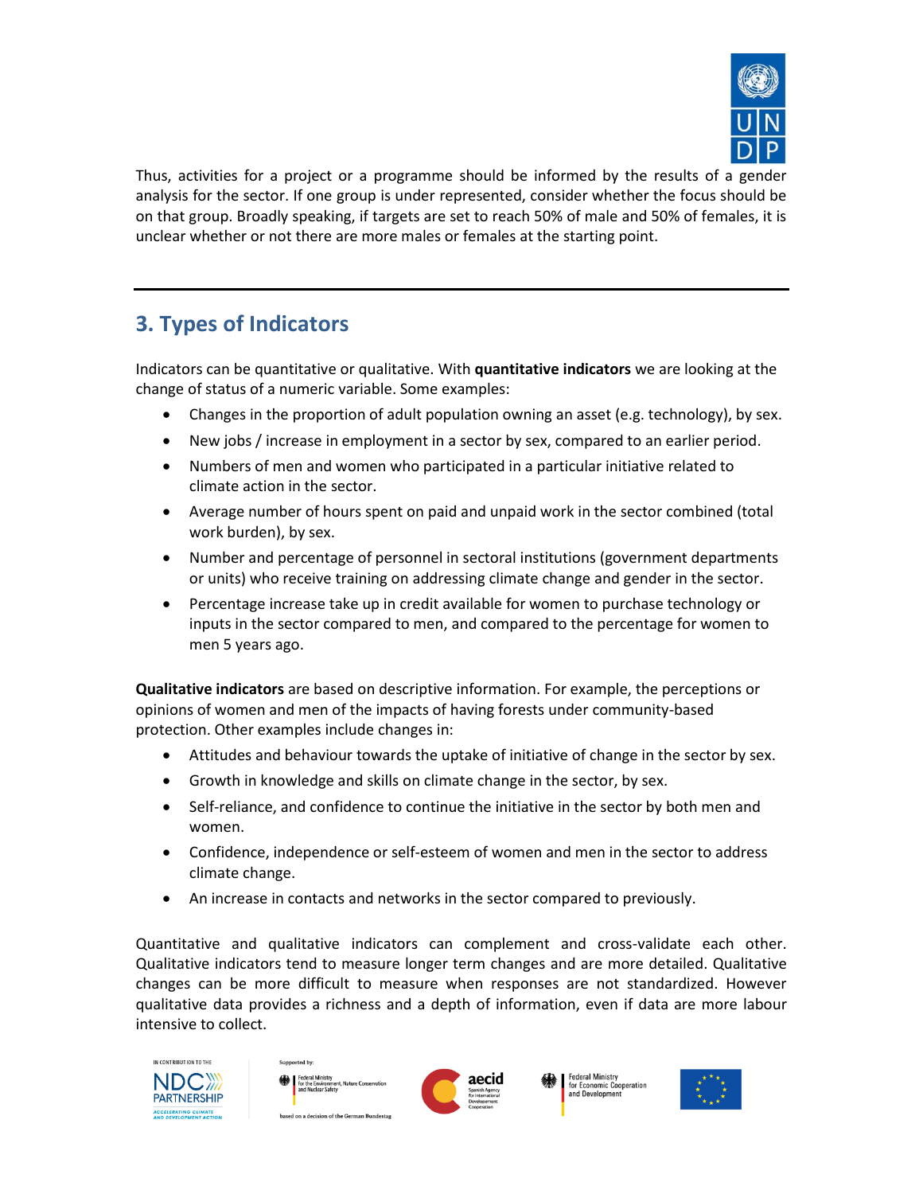Thus, activities for a project or a programme should be informed by the results of a gender analysis for the sector. If one group is under represented, consider whether the focus should be on that group. Broadly speaking, if targets are set to reach 50% of male and 50% of females, it is unclear whether or not there are more males or females at the starting point.

---

## 3. Types of Indicators

Indicators can be quantitative or qualitative. With **quantitative indicators** we are looking at the change of status of a numeric variable. Some examples:

- Changes in the proportion of adult population owning an asset (e.g. technology), by sex.
- New jobs / increase in employment in a sector by sex, compared to an earlier period.
- Numbers of men and women who participated in a particular initiative related to climate action in the sector.
- Average number of hours spent on paid and unpaid work in the sector combined (total work burden), by sex.
- Number and percentage of personnel in sectoral institutions (government departments or units) who receive training on addressing climate change and gender in the sector.
- Percentage increase take up in credit available for women to purchase technology or inputs in the sector compared to men, and compared to the percentage for women to men 5 years ago.

**Qualitative indicators** are based on descriptive information. For example, the perceptions or opinions of women and men of the impacts of having forests under community-based protection. Other examples include changes in:

- Attitudes and behaviour towards the uptake of initiative of change in the sector by sex.
- Growth in knowledge and skills on climate change in the sector, by sex.
- Self-reliance, and confidence to continue the initiative in the sector by both men and women.
- Confidence, independence or self-esteem of women and men in the sector to address climate change.
- An increase in contacts and networks in the sector compared to previously.

Quantitative and qualitative indicators can complement and cross-validate each other. Qualitative indicators tend to measure longer term changes and are more detailed. Qualitative changes can be more difficult to measure when responses are not standardized. However qualitative data provides a richness and a depth of information, even if data are more labour intensive to collect.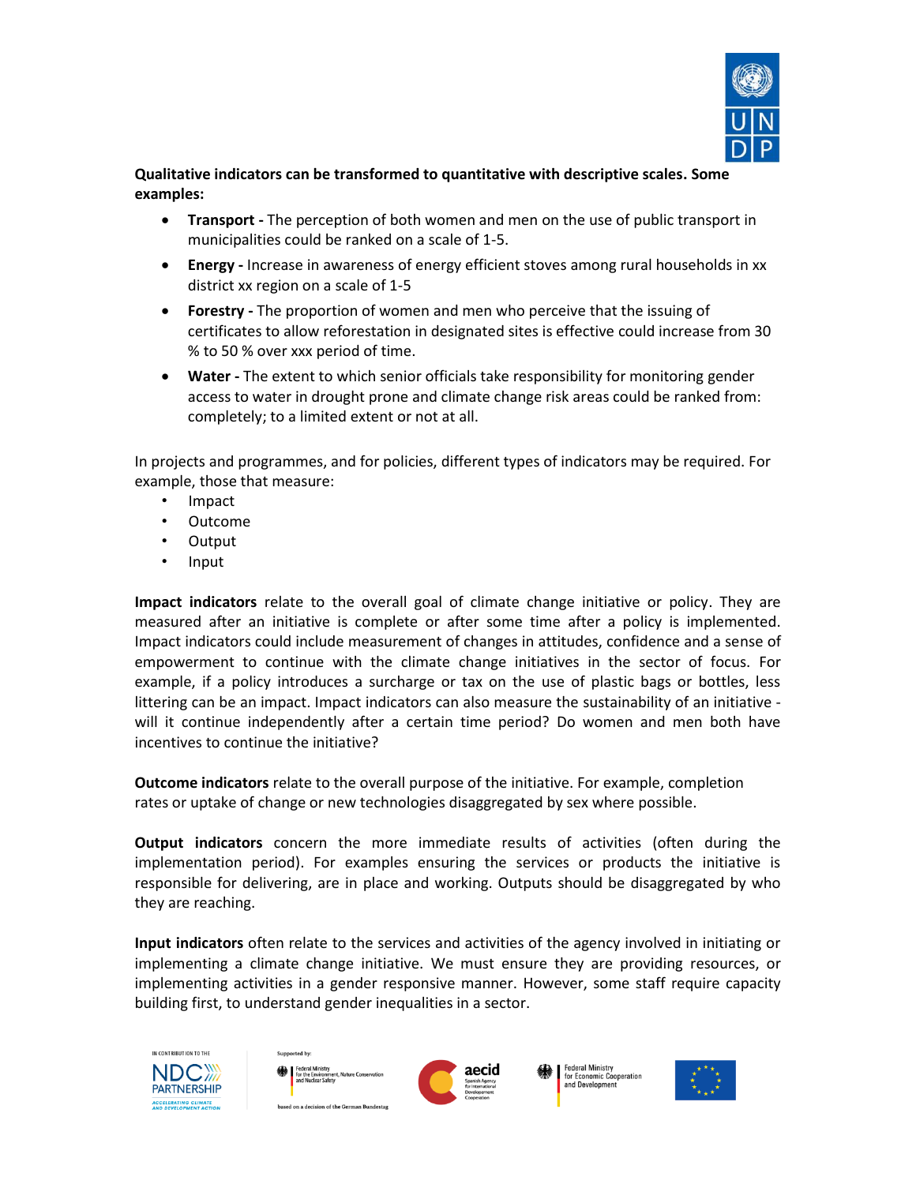**Qualitative indicators can be transformed to quantitative with descriptive scales. Some examples:**

- **Transport -** The perception of both women and men on the use of public transport in municipalities could be ranked on a scale of 1-5.
- **Energy -** Increase in awareness of energy efficient stoves among rural households in xx district xx region on a scale of 1-5
- **Forestry -** The proportion of women and men who perceive that the issuing of certificates to allow reforestation in designated sites is effective could increase from 30 % to 50 % over xxx period of time.
- **Water -** The extent to which senior officials take responsibility for monitoring gender access to water in drought prone and climate change risk areas could be ranked from: completely; to a limited extent or not at all.

In projects and programmes, and for policies, different types of indicators may be required. For example, those that measure:

- Impact
- Outcome
- Output
- Input

**Impact indicators** relate to the overall goal of climate change initiative or policy. They are measured after an initiative is complete or after some time after a policy is implemented. Impact indicators could include measurement of changes in attitudes, confidence and a sense of empowerment to continue with the climate change initiatives in the sector of focus. For example, if a policy introduces a surcharge or tax on the use of plastic bags or bottles, less littering can be an impact. Impact indicators can also measure the sustainability of an initiative - will it continue independently after a certain time period? Do women and men both have incentives to continue the initiative?

**Outcome indicators** relate to the overall purpose of the initiative. For example, completion rates or uptake of change or new technologies disaggregated by sex where possible.

**Output indicators** concern the more immediate results of activities (often during the implementation period). For examples ensuring the services or products the initiative is responsible for delivering, are in place and working. Outputs should be disaggregated by who they are reaching.

**Input indicators** often relate to the services and activities of the agency involved in initiating or implementing a climate change initiative. We must ensure they are providing resources, or implementing activities in a gender responsive manner. However, some staff require capacity building first, to understand gender inequalities in a sector.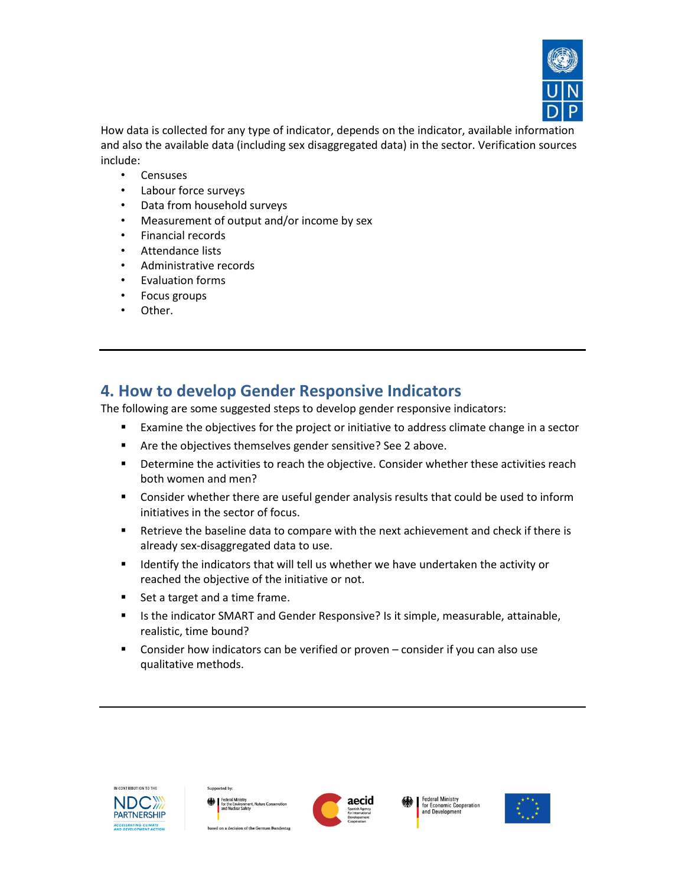How data is collected for any type of indicator, depends on the indicator, available information and also the available data (including sex disaggregated data) in the sector. Verification sources include:

- Censuses
- Labour force surveys
- Data from household surveys
- Measurement of output and/or income by sex
- Financial records
- Attendance lists
- Administrative records
- Evaluation forms
- Focus groups
- Other.

---

## 4. How to develop Gender Responsive Indicators

The following are some suggested steps to develop gender responsive indicators:

- Examine the objectives for the project or initiative to address climate change in a sector
- Are the objectives themselves gender sensitive? See 2 above.
- Determine the activities to reach the objective. Consider whether these activities reach both women and men?
- Consider whether there are useful gender analysis results that could be used to inform initiatives in the sector of focus.
- Retrieve the baseline data to compare with the next achievement and check if there is already sex-disaggregated data to use.
- Identify the indicators that will tell us whether we have undertaken the activity or reached the objective of the initiative or not.
- Set a target and a time frame.
- Is the indicator SMART and Gender Responsive? Is it simple, measurable, attainable, realistic, time bound?
- Consider how indicators can be verified or proven – consider if you can also use qualitative methods.

---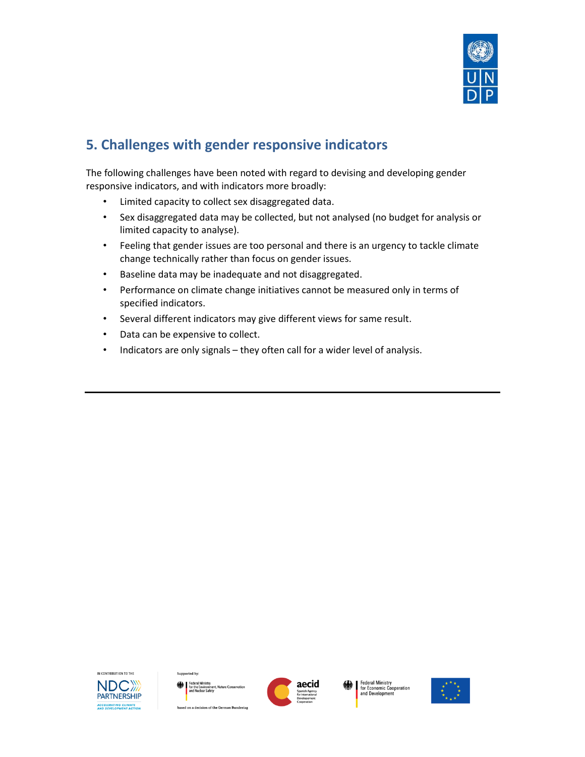## 5. Challenges with gender responsive indicators

The following challenges have been noted with regard to devising and developing gender responsive indicators, and with indicators more broadly:

- Limited capacity to collect sex disaggregated data.
- Sex disaggregated data may be collected, but not analysed (no budget for analysis or limited capacity to analyse).
- Feeling that gender issues are too personal and there is an urgency to tackle climate change technically rather than focus on gender issues.
- Baseline data may be inadequate and not disaggregated.
- Performance on climate change initiatives cannot be measured only in terms of specified indicators.
- Several different indicators may give different views for same result.
- Data can be expensive to collect.
- Indicators are only signals – they often call for a wider level of analysis.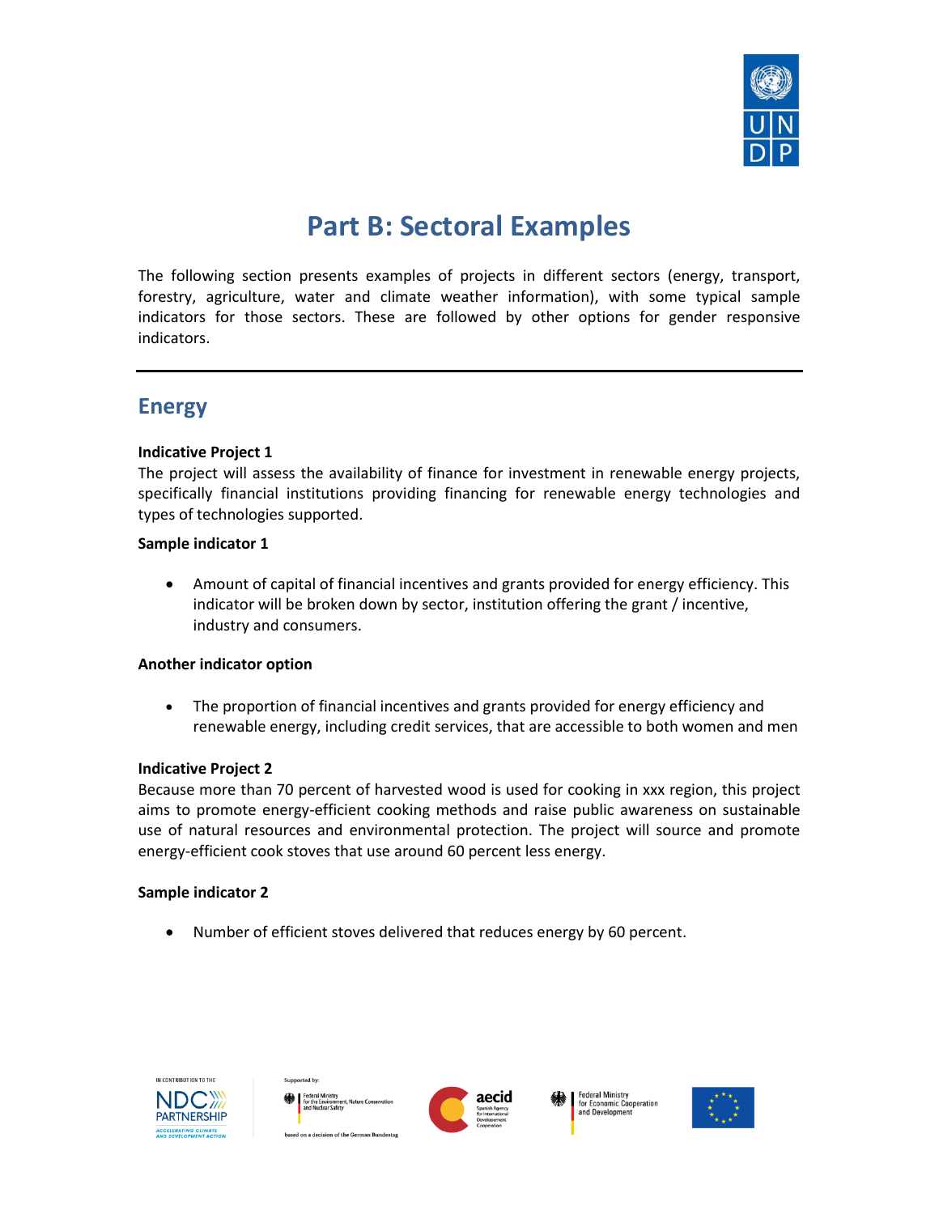# Part B: Sectoral Examples

The following section presents examples of projects in different sectors (energy, transport, forestry, agriculture, water and climate weather information), with some typical sample indicators for those sectors. These are followed by other options for gender responsive indicators.

---

## Energy

**Indicative Project 1**

The project will assess the availability of finance for investment in renewable energy projects, specifically financial institutions providing financing for renewable energy technologies and types of technologies supported.

**Sample indicator 1**

- Amount of capital of financial incentives and grants provided for energy efficiency. This indicator will be broken down by sector, institution offering the grant / incentive, industry and consumers.

**Another indicator option**

- The proportion of financial incentives and grants provided for energy efficiency and renewable energy, including credit services, that are accessible to both women and men

**Indicative Project 2**

Because more than 70 percent of harvested wood is used for cooking in xxx region, this project aims to promote energy-efficient cooking methods and raise public awareness on sustainable use of natural resources and environmental protection. The project will source and promote energy-efficient cook stoves that use around 60 percent less energy.

**Sample indicator 2**

- Number of efficient stoves delivered that reduces energy by 60 percent.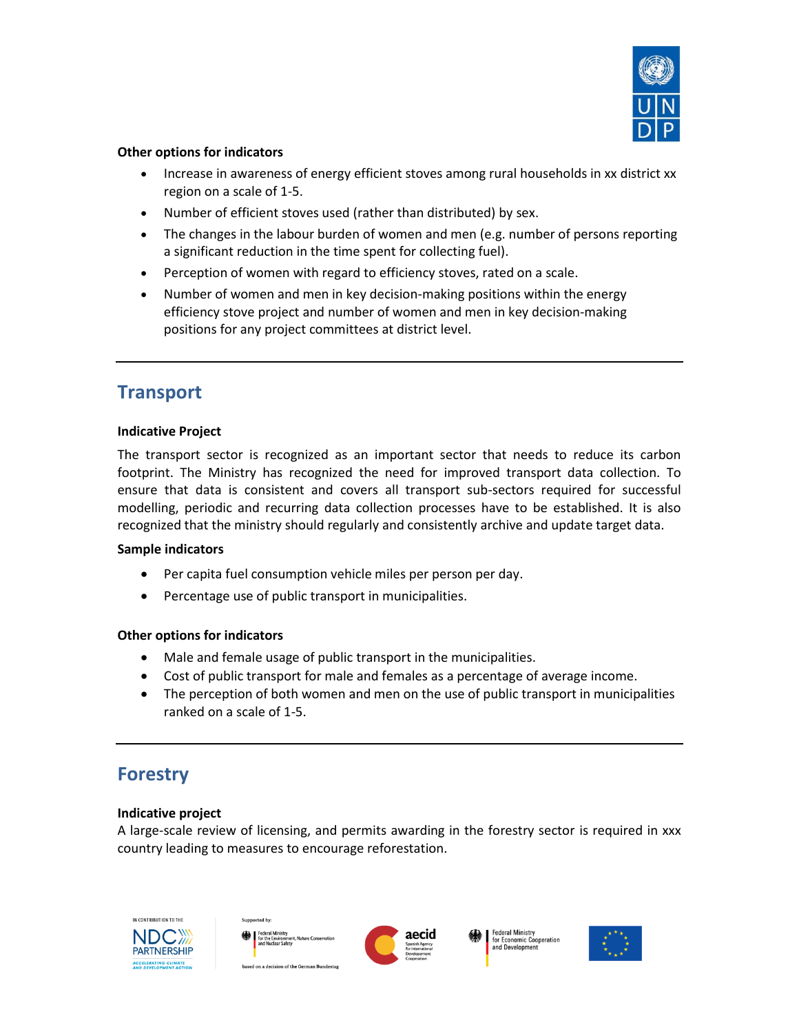**Other options for indicators**

- Increase in awareness of energy efficient stoves among rural households in xx district xx region on a scale of 1-5.
- Number of efficient stoves used (rather than distributed) by sex.
- The changes in the labour burden of women and men (e.g. number of persons reporting a significant reduction in the time spent for collecting fuel).
- Perception of women with regard to efficiency stoves, rated on a scale.
- Number of women and men in key decision-making positions within the energy efficiency stove project and number of women and men in key decision-making positions for any project committees at district level.

---

## Transport

**Indicative Project**

The transport sector is recognized as an important sector that needs to reduce its carbon footprint. The Ministry has recognized the need for improved transport data collection. To ensure that data is consistent and covers all transport sub-sectors required for successful modelling, periodic and recurring data collection processes have to be established. It is also recognized that the ministry should regularly and consistently archive and update target data.

**Sample indicators**

- Per capita fuel consumption vehicle miles per person per day.
- Percentage use of public transport in municipalities.

**Other options for indicators**

- Male and female usage of public transport in the municipalities.
- Cost of public transport for male and females as a percentage of average income.
- The perception of both women and men on the use of public transport in municipalities ranked on a scale of 1-5.

---

## Forestry

**Indicative project**

A large-scale review of licensing, and permits awarding in the forestry sector is required in xxx country leading to measures to encourage reforestation.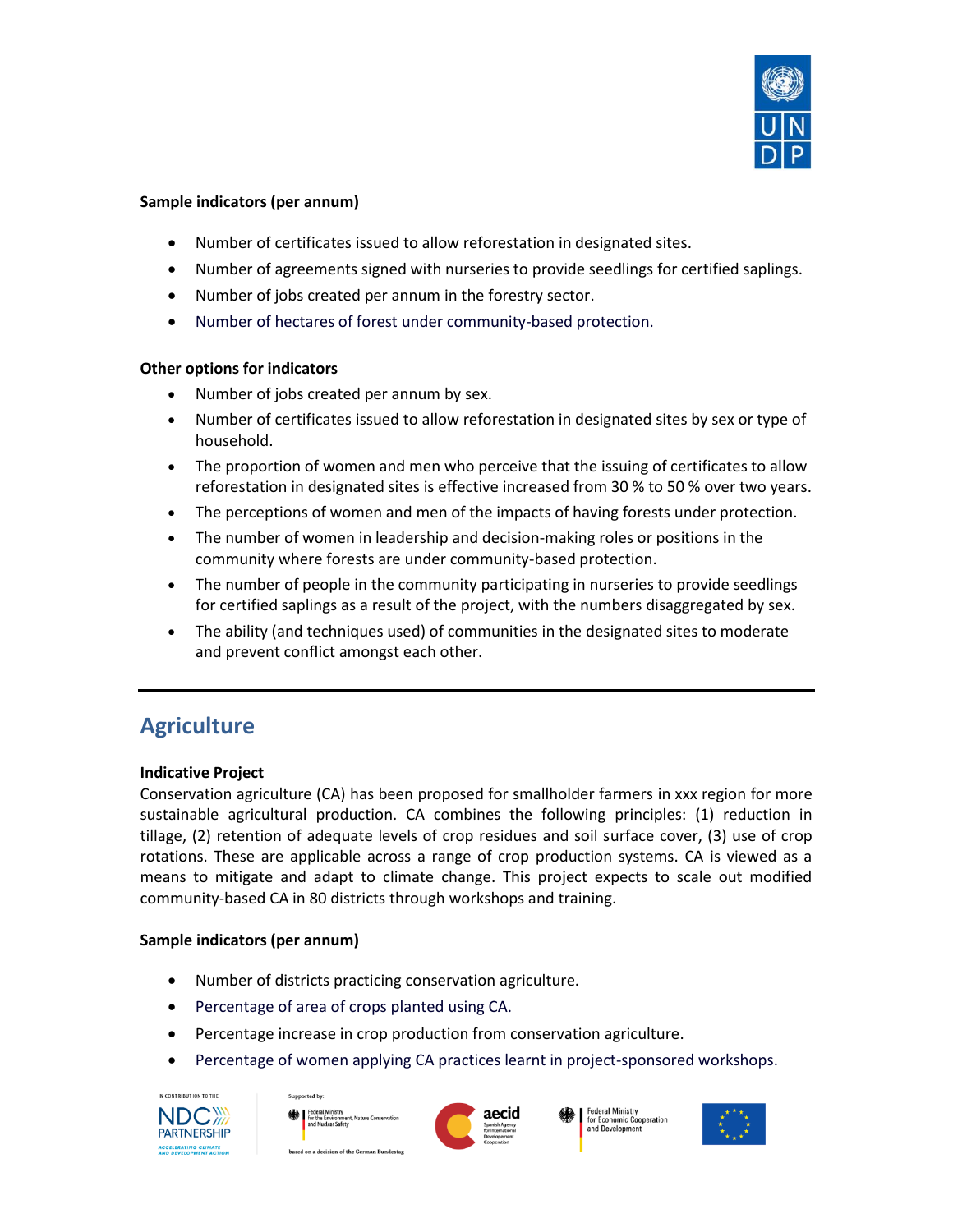**Sample indicators (per annum)**

- Number of certificates issued to allow reforestation in designated sites.
- Number of agreements signed with nurseries to provide seedlings for certified saplings.
- Number of jobs created per annum in the forestry sector.
- Number of hectares of forest under community-based protection.

**Other options for indicators**

- Number of jobs created per annum by sex.
- Number of certificates issued to allow reforestation in designated sites by sex or type of household.
- The proportion of women and men who perceive that the issuing of certificates to allow reforestation in designated sites is effective increased from 30 % to 50 % over two years.
- The perceptions of women and men of the impacts of having forests under protection.
- The number of women in leadership and decision-making roles or positions in the community where forests are under community-based protection.
- The number of people in the community participating in nurseries to provide seedlings for certified saplings as a result of the project, with the numbers disaggregated by sex.
- The ability (and techniques used) of communities in the designated sites to moderate and prevent conflict amongst each other.

---

## Agriculture

**Indicative Project**

Conservation agriculture (CA) has been proposed for smallholder farmers in xxx region for more sustainable agricultural production. CA combines the following principles: (1) reduction in tillage, (2) retention of adequate levels of crop residues and soil surface cover, (3) use of crop rotations. These are applicable across a range of crop production systems. CA is viewed as a means to mitigate and adapt to climate change. This project expects to scale out modified community-based CA in 80 districts through workshops and training.

**Sample indicators (per annum)**

- Number of districts practicing conservation agriculture.
- Percentage of area of crops planted using CA.
- Percentage increase in crop production from conservation agriculture.
- Percentage of women applying CA practices learnt in project-sponsored workshops.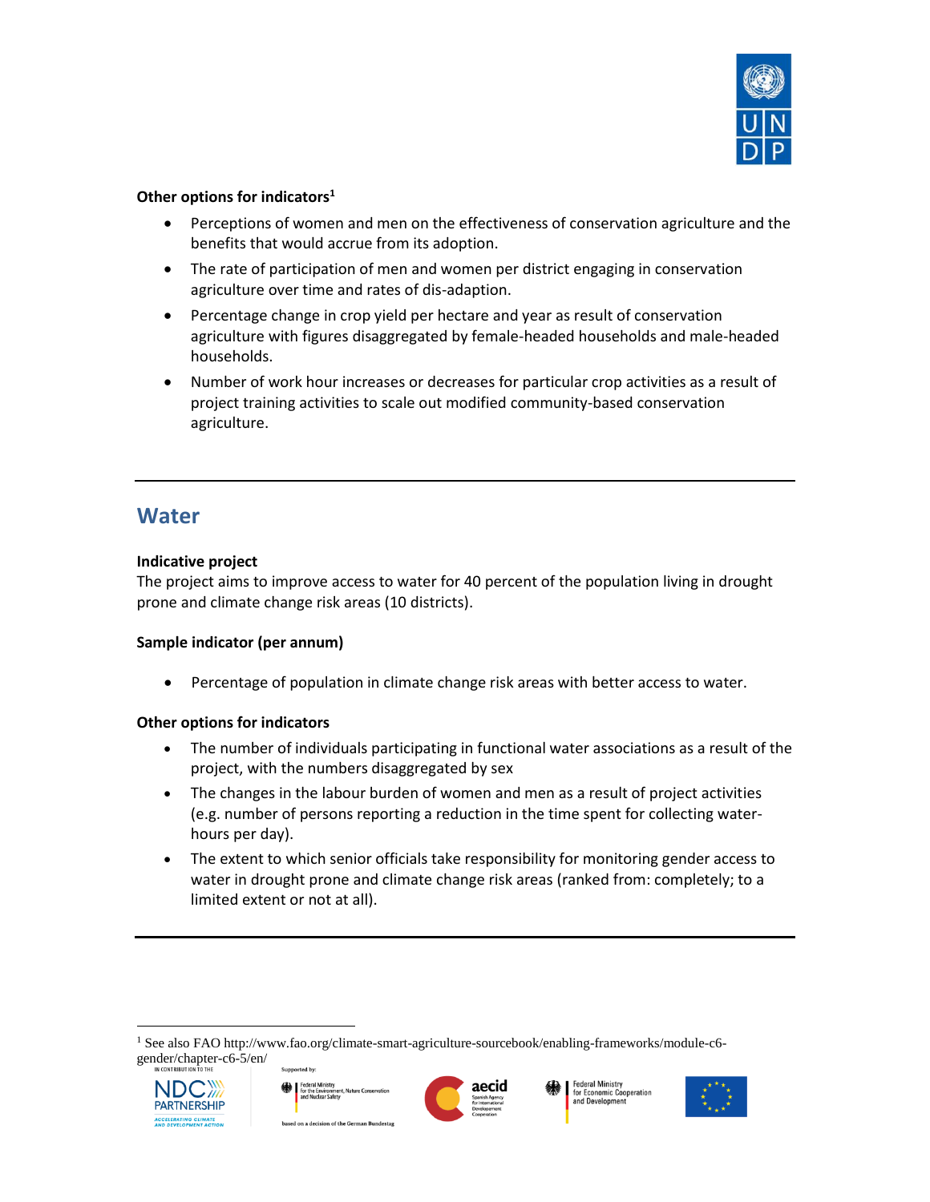**Other options for indicators**[1]

- Perceptions of women and men on the effectiveness of conservation agriculture and the benefits that would accrue from its adoption.
- The rate of participation of men and women per district engaging in conservation agriculture over time and rates of dis-adaption.
- Percentage change in crop yield per hectare and year as result of conservation agriculture with figures disaggregated by female-headed households and male-headed households.
- Number of work hour increases or decreases for particular crop activities as a result of project training activities to scale out modified community-based conservation agriculture.

---

## Water

**Indicative project**
The project aims to improve access to water for 40 percent of the population living in drought prone and climate change risk areas (10 districts).

**Sample indicator (per annum)**

- Percentage of population in climate change risk areas with better access to water.

**Other options for indicators**

- The number of individuals participating in functional water associations as a result of the project, with the numbers disaggregated by sex
- The changes in the labour burden of women and men as a result of project activities (e.g. number of persons reporting a reduction in the time spent for collecting water-hours per day).
- The extent to which senior officials take responsibility for monitoring gender access to water in drought prone and climate change risk areas (ranked from: completely; to a limited extent or not at all).

---

[1] See also FAO http://www.fao.org/climate-smart-agriculture-sourcebook/enabling-frameworks/module-c6-gender/chapter-c6-5/en/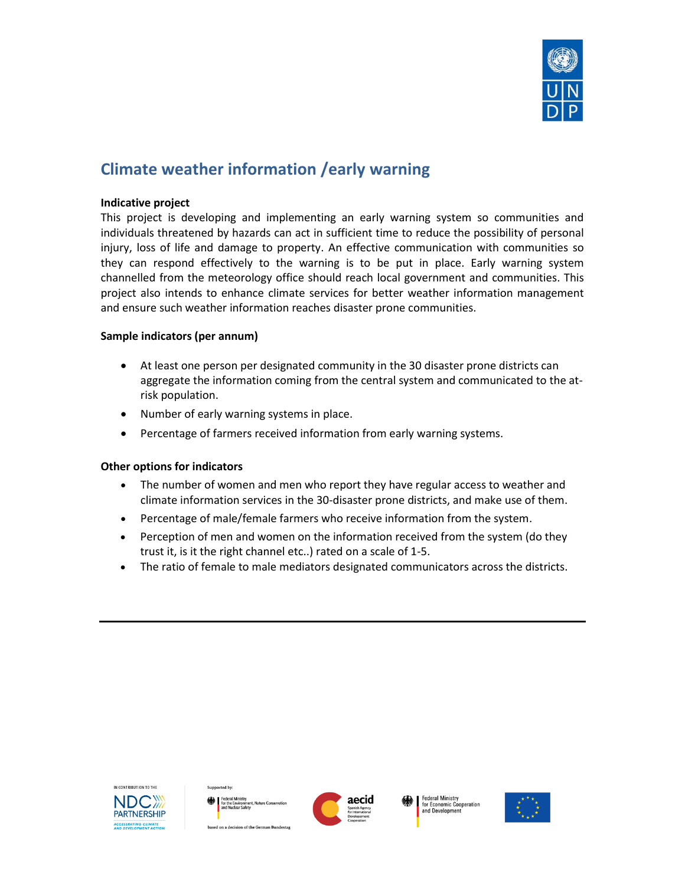## Climate weather information /early warning

**Indicative project**

This project is developing and implementing an early warning system so communities and individuals threatened by hazards can act in sufficient time to reduce the possibility of personal injury, loss of life and damage to property. An effective communication with communities so they can respond effectively to the warning is to be put in place. Early warning system channelled from the meteorology office should reach local government and communities. This project also intends to enhance climate services for better weather information management and ensure such weather information reaches disaster prone communities.

**Sample indicators (per annum)**

- At least one person per designated community in the 30 disaster prone districts can aggregate the information coming from the central system and communicated to the at-risk population.
- Number of early warning systems in place.
- Percentage of farmers received information from early warning systems.

**Other options for indicators**

- The number of women and men who report they have regular access to weather and climate information services in the 30-disaster prone districts, and make use of them.
- Percentage of male/female farmers who receive information from the system.
- Perception of men and women on the information received from the system (do they trust it, is it the right channel etc..) rated on a scale of 1-5.
- The ratio of female to male mediators designated communicators across the districts.